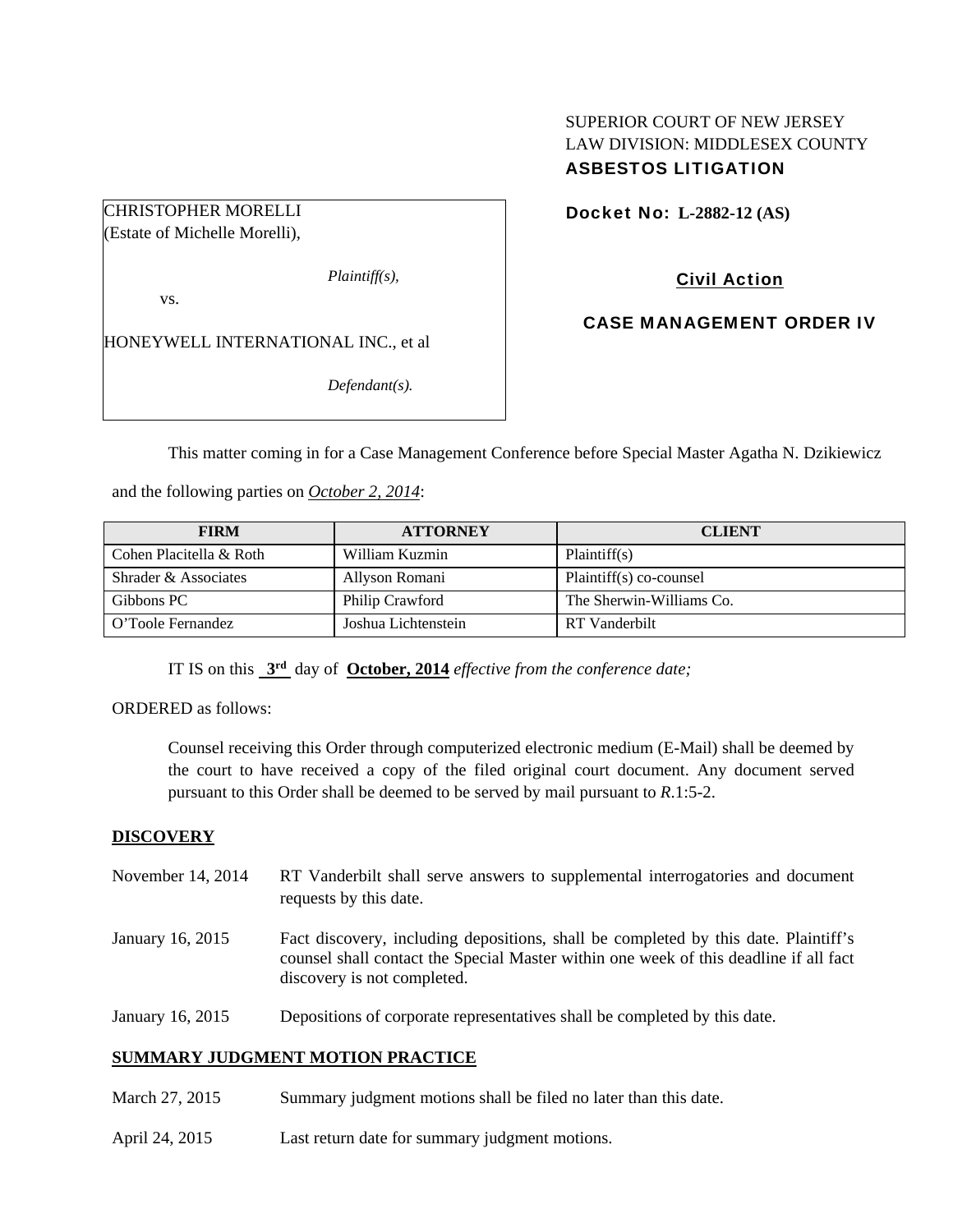SUPERIOR COURT OF NEW JERSEY
LAW DIVISION: MIDDLESEX COUNTY
**ASBESTOS LITIGATION**

CHRISTOPHER MORELLI
(Estate of Michelle Morelli),

*Plaintiff(s),*

vs.

HONEYWELL INTERNATIONAL INC., et al

*Defendant(s).*

**Docket No: L-2882-12 (AS)**

**Civil Action**

**CASE MANAGEMENT ORDER IV**

This matter coming in for a Case Management Conference before Special Master Agatha N. Dzikiewicz and the following parties on *October 2, 2014*:

| FIRM | ATTORNEY | CLIENT |
|---|---|---|
| Cohen Placitella & Roth | William Kuzmin | Plaintiff(s) |
| Shrader & Associates | Allyson Romani | Plaintiff(s) co-counsel |
| Gibbons PC | Philip Crawford | The Sherwin-Williams Co. |
| O'Toole Fernandez | Joshua Lichtenstein | RT Vanderbilt |

IT IS on this **3rd** day of **October, 2014** *effective from the conference date;*

ORDERED as follows:

Counsel receiving this Order through computerized electronic medium (E-Mail) shall be deemed by the court to have received a copy of the filed original court document. Any document served pursuant to this Order shall be deemed to be served by mail pursuant to *R*.1:5-2.

**DISCOVERY**

November 14, 2014 — RT Vanderbilt shall serve answers to supplemental interrogatories and document requests by this date.

January 16, 2015 — Fact discovery, including depositions, shall be completed by this date. Plaintiff's counsel shall contact the Special Master within one week of this deadline if all fact discovery is not completed.

January 16, 2015 — Depositions of corporate representatives shall be completed by this date.

**SUMMARY JUDGMENT MOTION PRACTICE**

March 27, 2015 — Summary judgment motions shall be filed no later than this date.

April 24, 2015 — Last return date for summary judgment motions.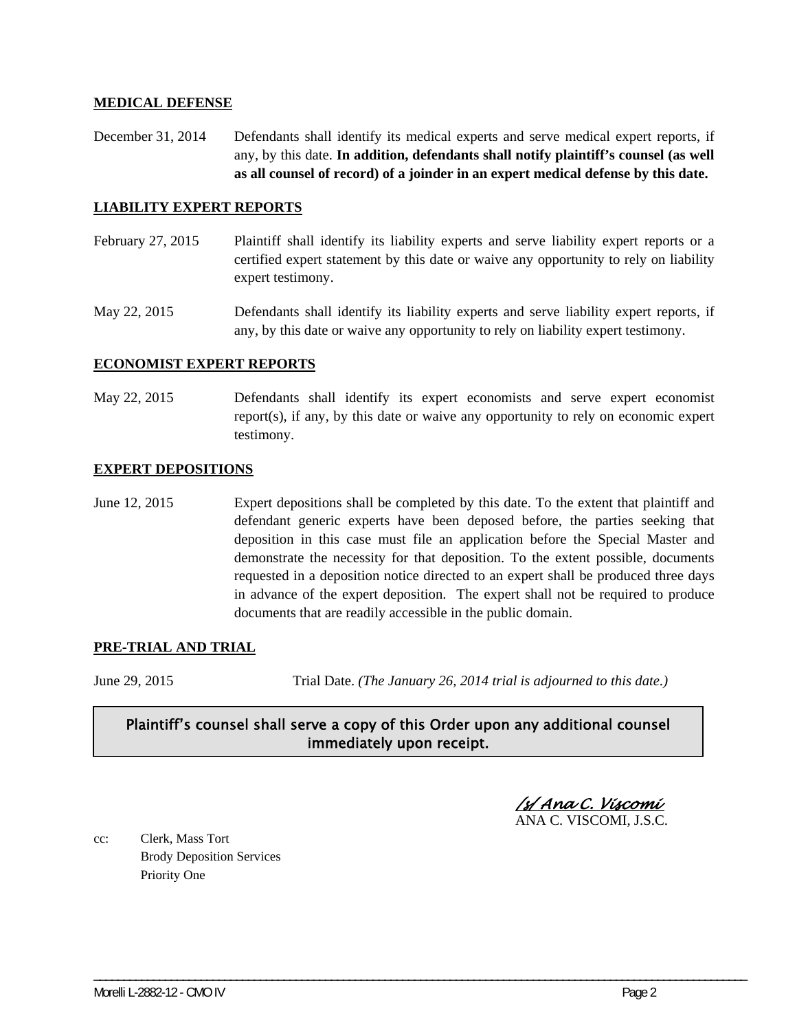**MEDICAL DEFENSE**

December 31, 2014 Defendants shall identify its medical experts and serve medical expert reports, if any, by this date. **In addition, defendants shall notify plaintiff's counsel (as well as all counsel of record) of a joinder in an expert medical defense by this date.**

**LIABILITY EXPERT REPORTS**

February 27, 2015 Plaintiff shall identify its liability experts and serve liability expert reports or a certified expert statement by this date or waive any opportunity to rely on liability expert testimony.

May 22, 2015 Defendants shall identify its liability experts and serve liability expert reports, if any, by this date or waive any opportunity to rely on liability expert testimony.

**ECONOMIST EXPERT REPORTS**

May 22, 2015 Defendants shall identify its expert economists and serve expert economist report(s), if any, by this date or waive any opportunity to rely on economic expert testimony.

**EXPERT DEPOSITIONS**

June 12, 2015 Expert depositions shall be completed by this date. To the extent that plaintiff and defendant generic experts have been deposed before, the parties seeking that deposition in this case must file an application before the Special Master and demonstrate the necessity for that deposition. To the extent possible, documents requested in a deposition notice directed to an expert shall be produced three days in advance of the expert deposition. The expert shall not be required to produce documents that are readily accessible in the public domain.

**PRE-TRIAL AND TRIAL**

June 29, 2015 Trial Date. *(The January 26, 2014 trial is adjourned to this date.)*

**Plaintiff's counsel shall serve a copy of this Order upon any additional counsel immediately upon receipt.**

/s/ Ana C. Viscomi
ANA C. VISCOMI, J.S.C.

cc: Clerk, Mass Tort
Brody Deposition Services
Priority One